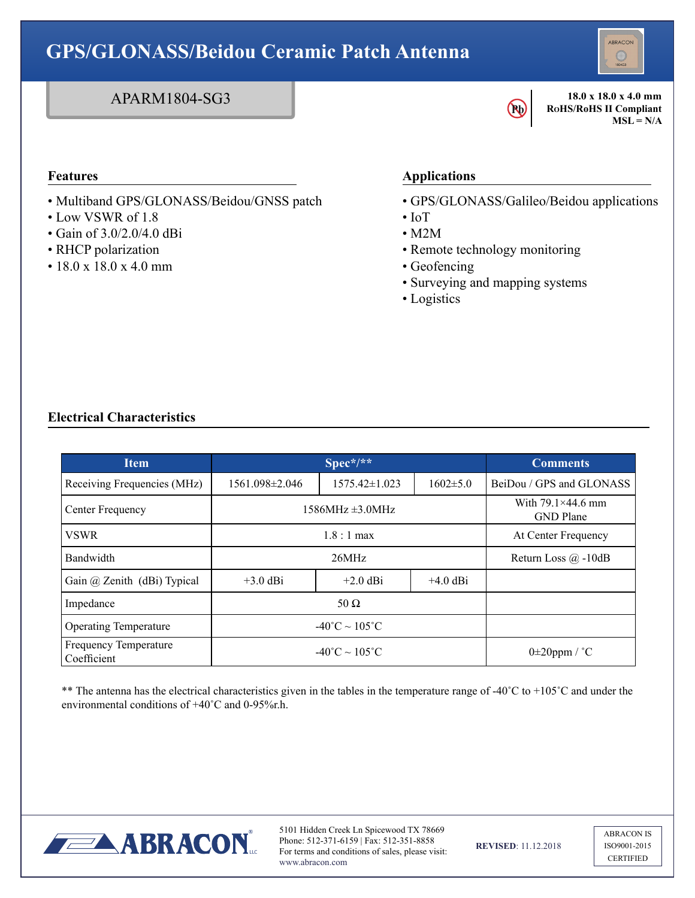# GPS/GLONASS/Beidou Ceramic Patch Antenna

## APARM1804-SG3

**18.0 x 18.0 x 4.0 mm**
**RoHS/RoHS II Compliant**
**MSL = N/A**

### Features

- Multiband GPS/GLONASS/Beidou/GNSS patch
- Low VSWR of 1.8
- Gain of 3.0/2.0/4.0 dBi
- RHCP polarization
- 18.0 x 18.0 x 4.0 mm

### Applications

- GPS/GLONASS/Galileo/Beidou applications
- IoT
- M2M
- Remote technology monitoring
- Geofencing
- Surveying and mapping systems
- Logistics

### Electrical Characteristics

| Item | Spec*/** | | | Comments |
|---|---|---|---|---|
| Receiving Frequencies (MHz) | 1561.098±2.046 | 1575.42±1.023 | 1602±5.0 | BeiDou / GPS and GLONASS |
| Center Frequency | 1586MHz ±3.0MHz | | | With 79.1×44.6 mm GND Plane |
| VSWR | 1.8 : 1 max | | | At Center Frequency |
| Bandwidth | 26MHz | | | Return Loss @ -10dB |
| Gain @ Zenith (dBi) Typical | +3.0 dBi | +2.0 dBi | +4.0 dBi | |
| Impedance | 50 Ω | | | |
| Operating Temperature | -40˚C ~ 105˚C | | | |
| Frequency Temperature Coefficient | -40˚C ~ 105˚C | | | 0±20ppm / ˚C |

** The antenna has the electrical characteristics given in the tables in the temperature range of -40˚C to +105˚C and under the environmental conditions of +40˚C and 0-95%r.h.

5101 Hidden Creek Ln Spicewood TX 78669
Phone: 512-371-6159 | Fax: 512-351-8858
For terms and conditions of sales, please visit: www.abracon.com

**REVISED**: 11.12.2018

ABRACON IS ISO9001-2015 CERTIFIED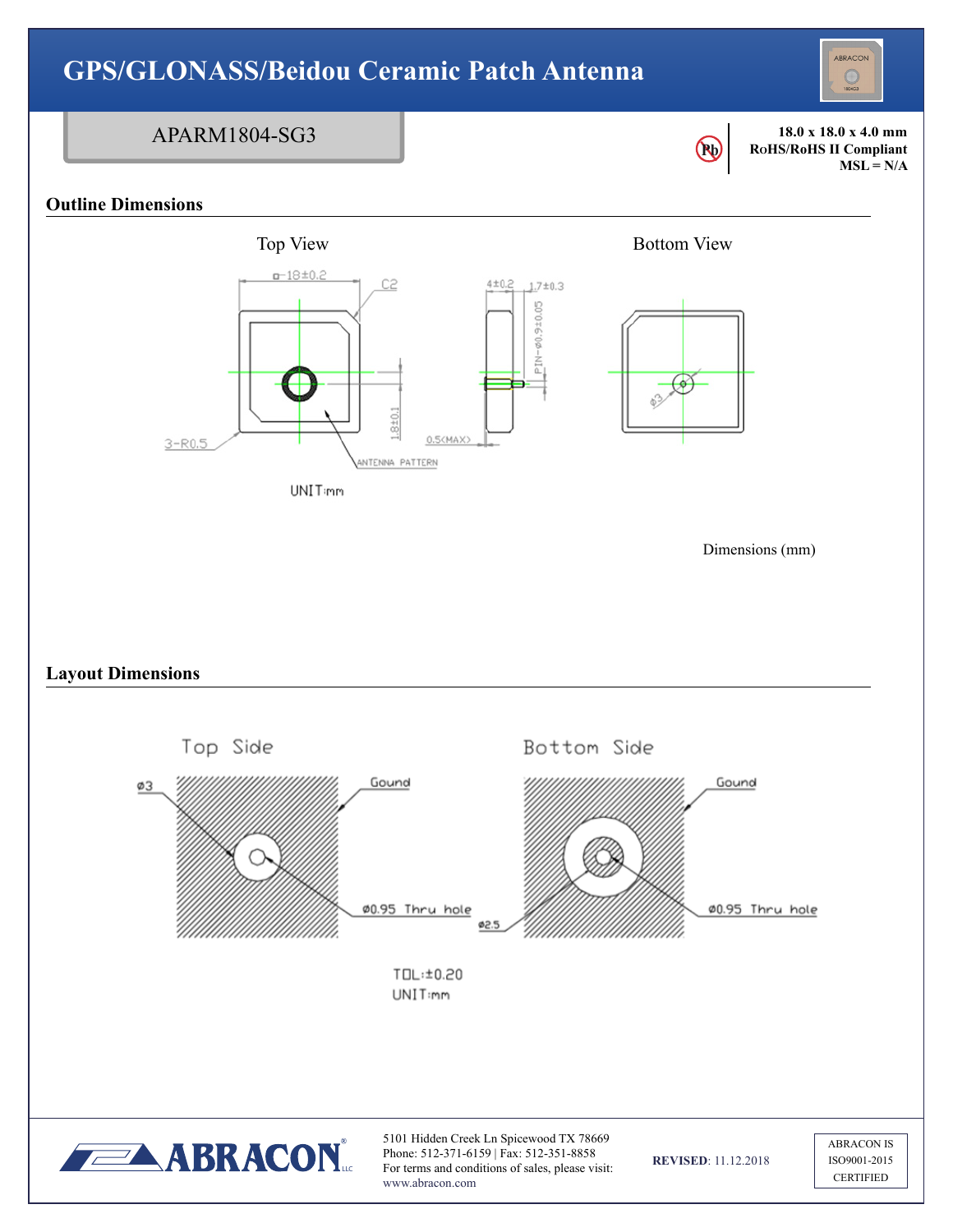# GPS/GLONASS/Beidou Ceramic Patch Antenna

APARM1804-SG3

18.0 x 18.0 x 4.0 mm
RoHS/RoHS II Compliant
MSL = N/A

## Outline Dimensions

Top View

Bottom View

Dimensions (mm)

## Layout Dimensions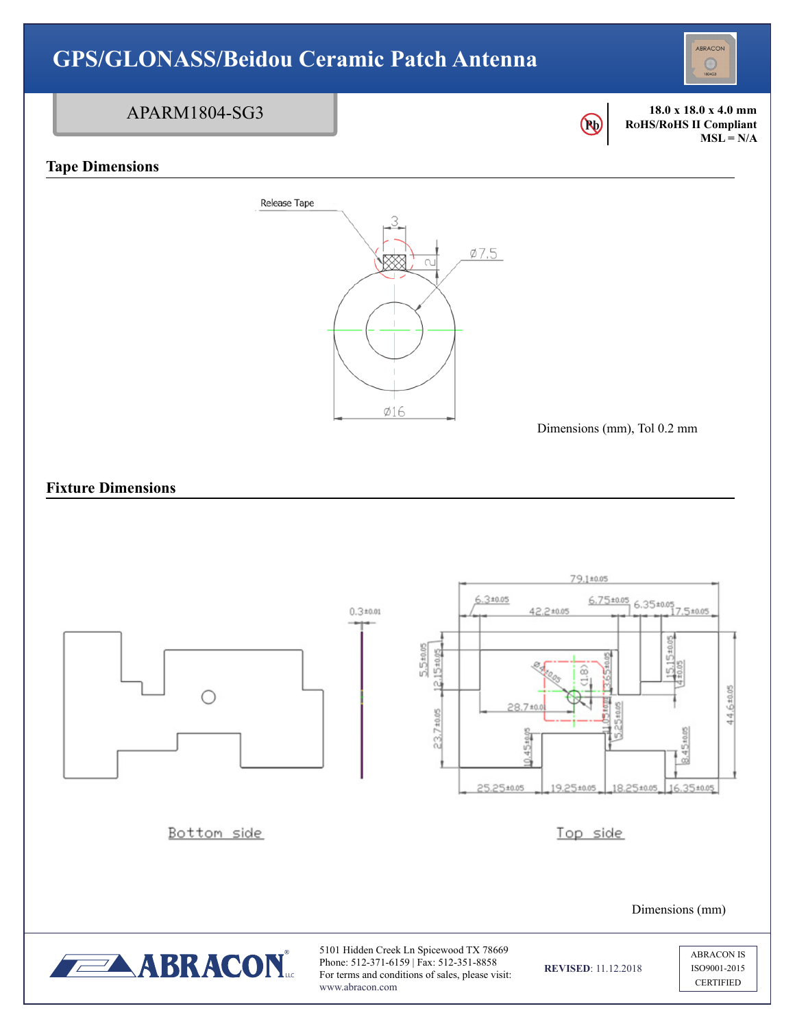# GPS/GLONASS/Beidou Ceramic Patch Antenna

APARM1804-SG3

**18.0 x 18.0 x 4.0 mm**
**RoHS/RoHS II Compliant**
**MSL = N/A**

## Tape Dimensions

Release Tape

3

2

Ø7.5

Ø16

Dimensions (mm), Tol 0.2 mm

## Fixture Dimensions

0.3±0.01

79.1±0.05

6.3±0.05

42.2±0.05

6.75±0.05

6.35±0.05

17.5±0.05

5.5±0.05

12.15±0.05

15.15±0.05

4±0.05

Ø4±0.05

(1.8)

3.65±0.05

28.7±0.05

44.6±0.05

23.7±0.05

11.05±0.05

5.25±0.05

10.45±0.05

8.45±0.05

25.25±0.05

19.25±0.05

18.25±0.05

16.35±0.05

Bottom side

Top side

Dimensions (mm)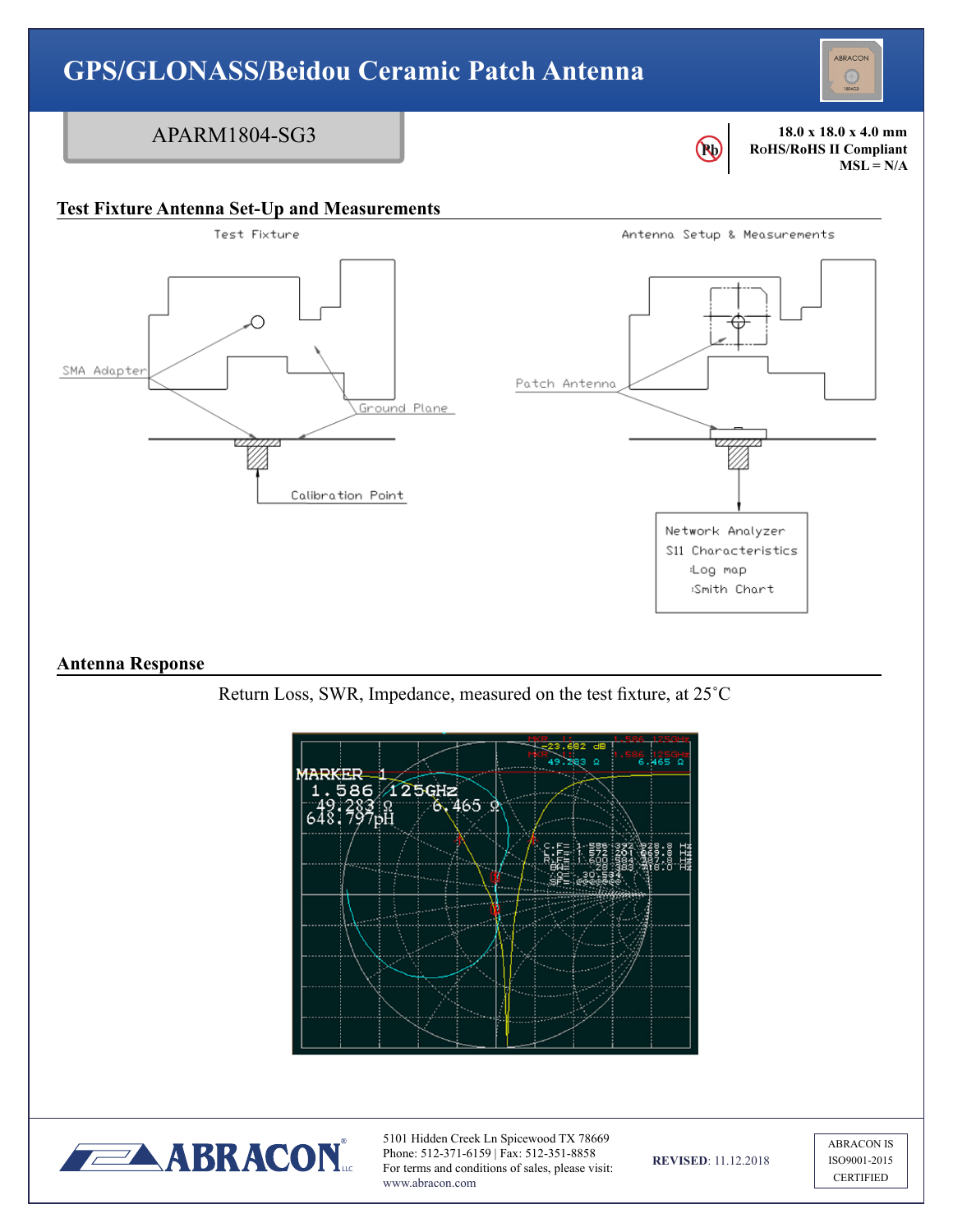# GPS/GLONASS/Beidou Ceramic Patch Antenna

APARM1804-SG3

18.0 x 18.0 x 4.0 mm
RoHS/RoHS II Compliant
MSL = N/A

## Test Fixture Antenna Set-Up and Measurements

Test Fixture

SMA Adapter

Ground Plane

Calibration Point

Antenna Setup & Measurements

Patch Antenna

Network Analyzer
S11 Characteristics
:Log map
:Smith Chart

## Antenna Response

Return Loss, SWR, Impedance, measured on the test fixture, at 25˚C

MARKER 1
1.586 125GHz
49.283 Ω 6.465 Ω
648.797pH

5101 Hidden Creek Ln Spicewood TX 78669
Phone: 512-371-6159 | Fax: 512-351-8858
For terms and conditions of sales, please visit:
www.abracon.com

**REVISED**: 11.12.2018

ABRACON IS
ISO9001-2015
CERTIFIED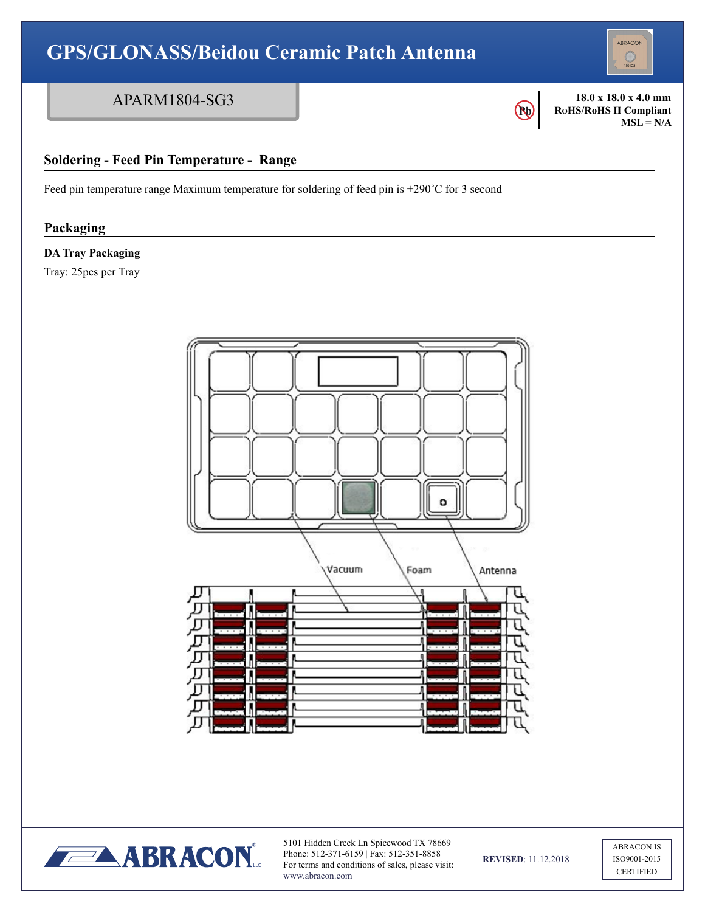# GPS/GLONASS/Beidou Ceramic Patch Antenna

APARM1804-SG3

**18.0 x 18.0 x 4.0 mm**
**RoHS/RoHS II Compliant**
**MSL = N/A**

## Soldering - Feed Pin Temperature - Range

Feed pin temperature range Maximum temperature for soldering of feed pin is +290˚C for 3 second

## Packaging

**DA Tray Packaging**

Tray: 25pcs per Tray

Vacuum    Foam    Antenna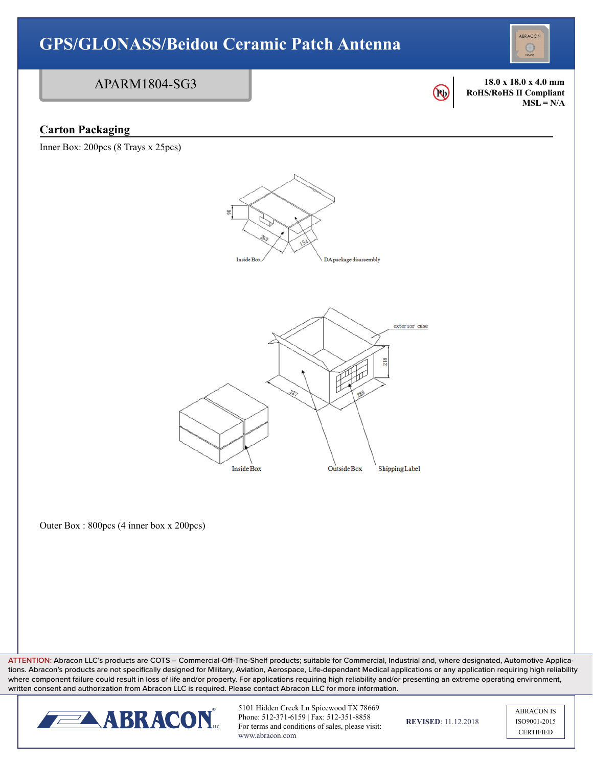## Carton Packaging

Inner Box: 200pcs (8 Trays x 25pcs)

96

263

154

Inside Box

DA package disassembly

exterior case

218

327

280

Inside Box

Outside Box

Shipping Label

Outer Box : 800pcs (4 inner box x 200pcs)